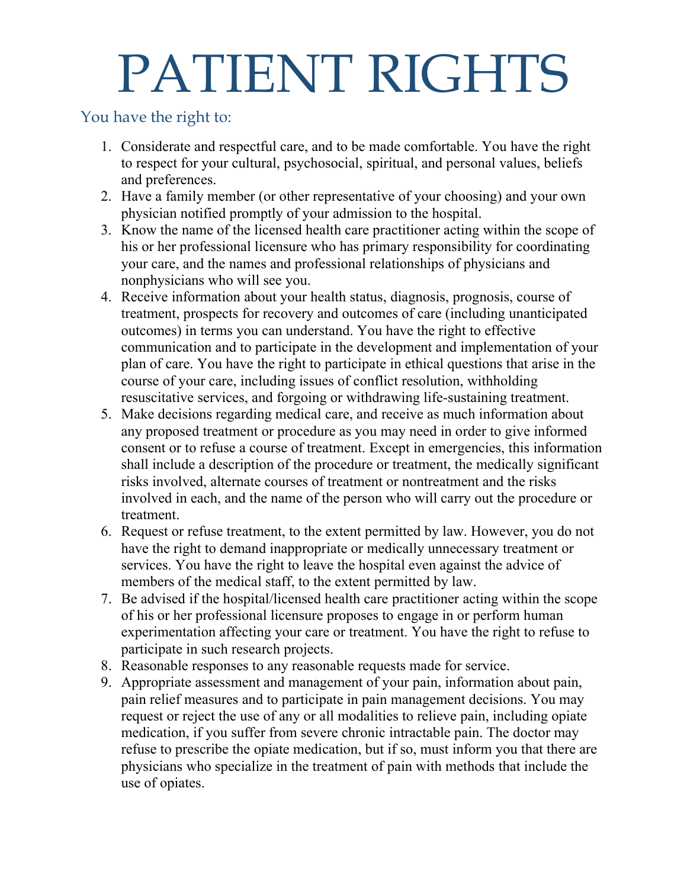# PATIENT RIGHTS

## You have the right to:

1. Considerate and respectful care, and to be made comfortable. You have the right to respect for your cultural, psychosocial, spiritual, and personal values, beliefs and preferences.
2. Have a family member (or other representative of your choosing) and your own physician notified promptly of your admission to the hospital.
3. Know the name of the licensed health care practitioner acting within the scope of his or her professional licensure who has primary responsibility for coordinating your care, and the names and professional relationships of physicians and nonphysicians who will see you.
4. Receive information about your health status, diagnosis, prognosis, course of treatment, prospects for recovery and outcomes of care (including unanticipated outcomes) in terms you can understand. You have the right to effective communication and to participate in the development and implementation of your plan of care. You have the right to participate in ethical questions that arise in the course of your care, including issues of conflict resolution, withholding resuscitative services, and forgoing or withdrawing life-sustaining treatment.
5. Make decisions regarding medical care, and receive as much information about any proposed treatment or procedure as you may need in order to give informed consent or to refuse a course of treatment. Except in emergencies, this information shall include a description of the procedure or treatment, the medically significant risks involved, alternate courses of treatment or nontreatment and the risks involved in each, and the name of the person who will carry out the procedure or treatment.
6. Request or refuse treatment, to the extent permitted by law. However, you do not have the right to demand inappropriate or medically unnecessary treatment or services. You have the right to leave the hospital even against the advice of members of the medical staff, to the extent permitted by law.
7. Be advised if the hospital/licensed health care practitioner acting within the scope of his or her professional licensure proposes to engage in or perform human experimentation affecting your care or treatment. You have the right to refuse to participate in such research projects.
8. Reasonable responses to any reasonable requests made for service.
9. Appropriate assessment and management of your pain, information about pain, pain relief measures and to participate in pain management decisions. You may request or reject the use of any or all modalities to relieve pain, including opiate medication, if you suffer from severe chronic intractable pain. The doctor may refuse to prescribe the opiate medication, but if so, must inform you that there are physicians who specialize in the treatment of pain with methods that include the use of opiates.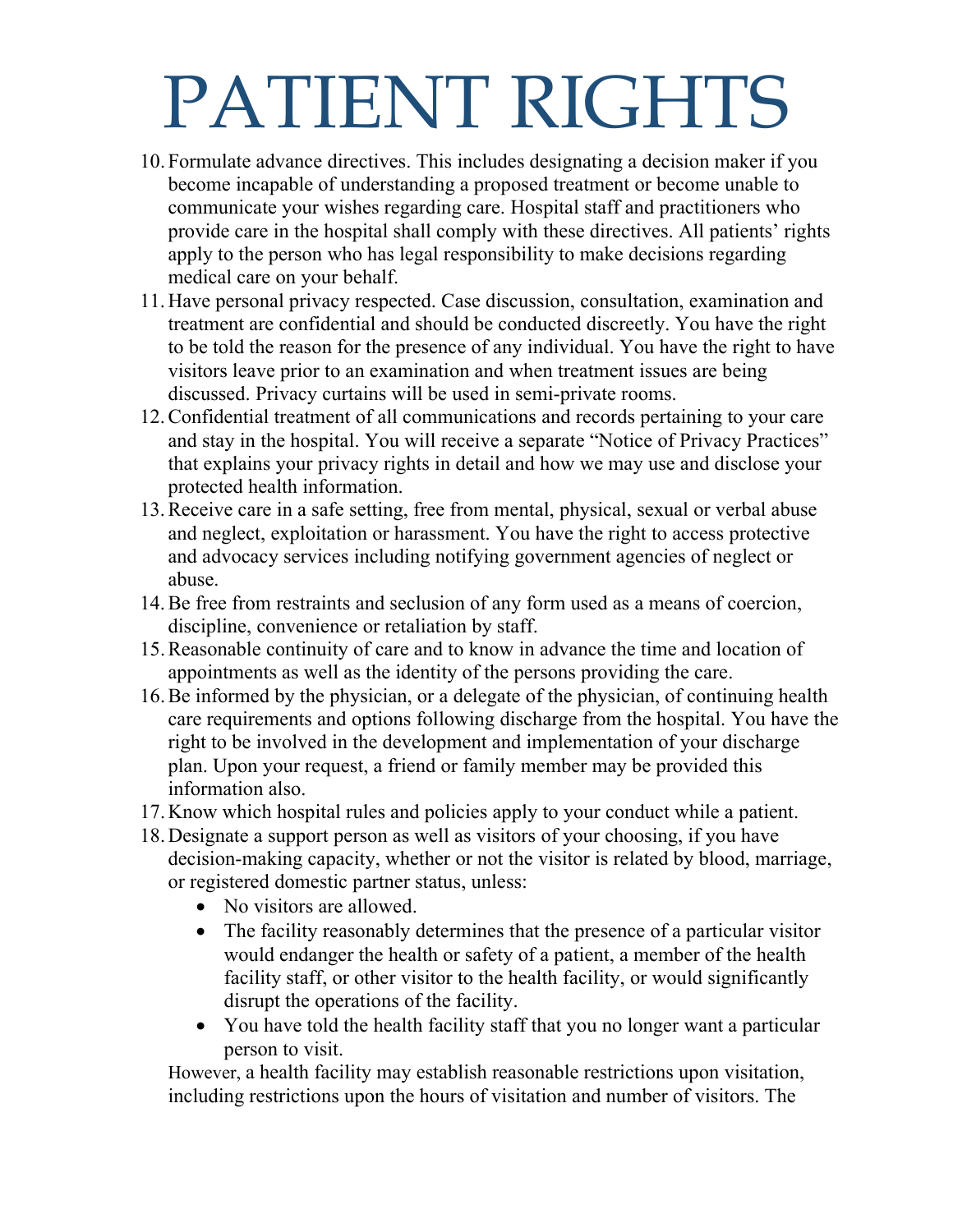# PATIENT RIGHTS

10. Formulate advance directives. This includes designating a decision maker if you become incapable of understanding a proposed treatment or become unable to communicate your wishes regarding care. Hospital staff and practitioners who provide care in the hospital shall comply with these directives. All patients' rights apply to the person who has legal responsibility to make decisions regarding medical care on your behalf.
11. Have personal privacy respected. Case discussion, consultation, examination and treatment are confidential and should be conducted discreetly. You have the right to be told the reason for the presence of any individual. You have the right to have visitors leave prior to an examination and when treatment issues are being discussed. Privacy curtains will be used in semi-private rooms.
12. Confidential treatment of all communications and records pertaining to your care and stay in the hospital. You will receive a separate "Notice of Privacy Practices" that explains your privacy rights in detail and how we may use and disclose your protected health information.
13. Receive care in a safe setting, free from mental, physical, sexual or verbal abuse and neglect, exploitation or harassment. You have the right to access protective and advocacy services including notifying government agencies of neglect or abuse.
14. Be free from restraints and seclusion of any form used as a means of coercion, discipline, convenience or retaliation by staff.
15. Reasonable continuity of care and to know in advance the time and location of appointments as well as the identity of the persons providing the care.
16. Be informed by the physician, or a delegate of the physician, of continuing health care requirements and options following discharge from the hospital. You have the right to be involved in the development and implementation of your discharge plan. Upon your request, a friend or family member may be provided this information also.
17. Know which hospital rules and policies apply to your conduct while a patient.
18. Designate a support person as well as visitors of your choosing, if you have decision-making capacity, whether or not the visitor is related by blood, marriage, or registered domestic partner status, unless:
    - No visitors are allowed.
    - The facility reasonably determines that the presence of a particular visitor would endanger the health or safety of a patient, a member of the health facility staff, or other visitor to the health facility, or would significantly disrupt the operations of the facility.
    - You have told the health facility staff that you no longer want a particular person to visit.

    However, a health facility may establish reasonable restrictions upon visitation, including restrictions upon the hours of visitation and number of visitors. The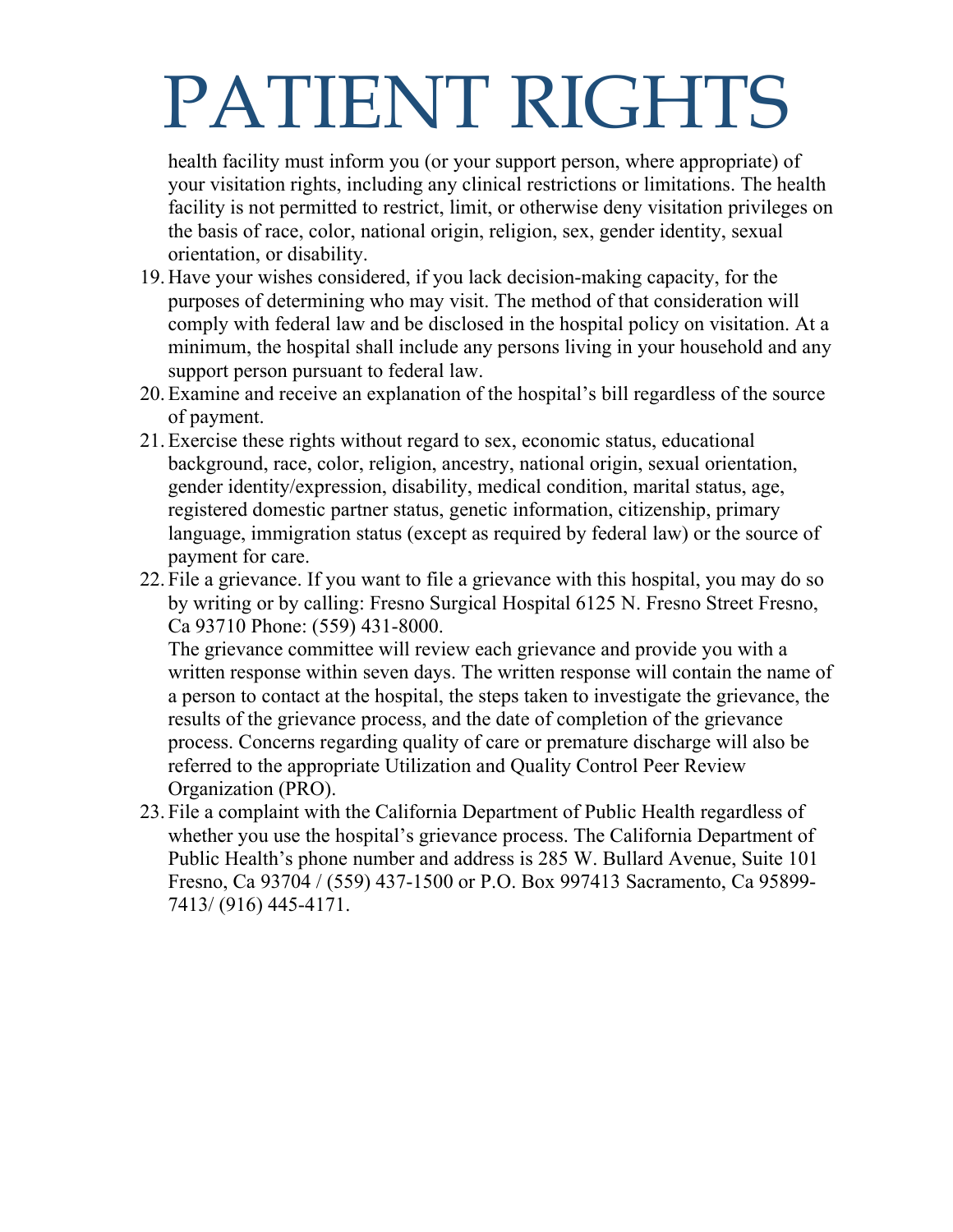# PATIENT RIGHTS

health facility must inform you (or your support person, where appropriate) of your visitation rights, including any clinical restrictions or limitations. The health facility is not permitted to restrict, limit, or otherwise deny visitation privileges on the basis of race, color, national origin, religion, sex, gender identity, sexual orientation, or disability.

19. Have your wishes considered, if you lack decision-making capacity, for the purposes of determining who may visit. The method of that consideration will comply with federal law and be disclosed in the hospital policy on visitation. At a minimum, the hospital shall include any persons living in your household and any support person pursuant to federal law.
20. Examine and receive an explanation of the hospital's bill regardless of the source of payment.
21. Exercise these rights without regard to sex, economic status, educational background, race, color, religion, ancestry, national origin, sexual orientation, gender identity/expression, disability, medical condition, marital status, age, registered domestic partner status, genetic information, citizenship, primary language, immigration status (except as required by federal law) or the source of payment for care.
22. File a grievance. If you want to file a grievance with this hospital, you may do so by writing or by calling: Fresno Surgical Hospital 6125 N. Fresno Street Fresno, Ca 93710 Phone: (559) 431-8000.
    The grievance committee will review each grievance and provide you with a written response within seven days. The written response will contain the name of a person to contact at the hospital, the steps taken to investigate the grievance, the results of the grievance process, and the date of completion of the grievance process. Concerns regarding quality of care or premature discharge will also be referred to the appropriate Utilization and Quality Control Peer Review Organization (PRO).
23. File a complaint with the California Department of Public Health regardless of whether you use the hospital's grievance process. The California Department of Public Health's phone number and address is 285 W. Bullard Avenue, Suite 101 Fresno, Ca 93704 / (559) 437-1500 or P.O. Box 997413 Sacramento, Ca 95899-7413/ (916) 445-4171.